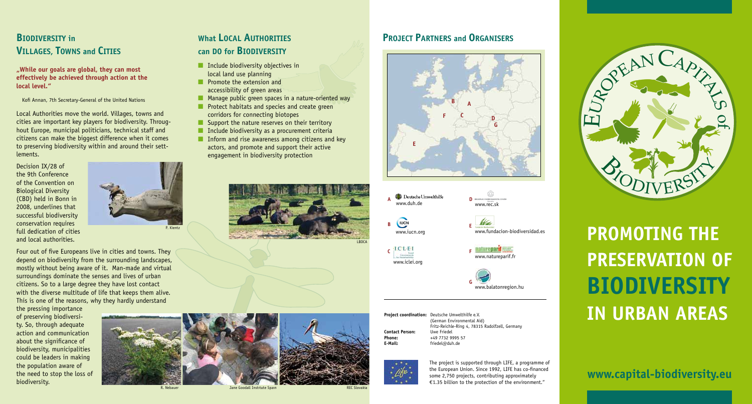## Biodiversity in Villages, Towns and Cities

**„While our goals are global, they can most effectively be achieved through action at the local level."**

Kofi Annan, 7th Secretary-General of the United Nations

Local Authorities move the world. Villages, towns and cities are important key players for biodiversity. Throughout Europe, municipal politicians, technical staff and citizens can make the biggest difference when it comes to preserving biodiversity within and around their settlements.

Decision IX/28 of the 9th Conference of the Convention on Biological Diversity (CBD) held in Bonn in 2008, underlines that successful biodiversity conservation requires full dedication of cities and local authorities.

P. Kientz

Four out of five Europeans live in cities and towns. They depend on biodiversity from the surrounding landscapes, mostly without being aware of it. Man-made and virtual surroundings dominate the senses and lives of urban citizens. So to a large degree they have lost contact with the diverse multitude of life that keeps them alive. This is one of the reasons, why they hardly understand the pressing importance of preserving biodiversity. So, through adequate action and communication about the significance of biodiversity, municipalities could be leaders in making the population aware of the need to stop the loss of biodiversity.

R. Nebauer

Jane Goodall Institute Spain

REC Slovakia

## What Local Authorities can do for Biodiversity

- Include biodiversity objectives in local land use planning
- Promote the extension and accessibility of green areas
- Manage public green spaces in a nature-oriented way
- Protect habitats and species and create green corridors for connecting biotopes
- Support the nature reserves on their territory
- Include biodiversity as a procurement criteria
- Inform and rise awareness among citizens and key actors, and promote and support their active engagement in biodiversity protection

LBDCA

## Project Partners and Organisers

A Deutsche Umwelthilfe www.duh.de

B IUCN www.iucn.org

C ICLEI www.iclei.org

D www.rec.sk

E www.fundacion-biodiversidad.es

F natureparif www.natureparif.fr

G www.balatonregion.hu

**Project coordination:** Deutsche Umwelthilfe e.V. (German Environmental Aid) Fritz-Reichle-Ring 4, 78315 Radolfzell, Germany
**Contact Person:** Uwe Friedel
**Phone:** +49 7732 9995 57
**E-Mail:** friedel@duh.de

The project is supported through LIFE, a programme of the European Union. Since 1992, LIFE has co-financed some 2,750 projects, contributing approximately €1.35 billion to the protection of the environment."

European Capitals of Biodiversity

# Promoting the Preservation of Biodiversity in Urban Areas

**www.capital-biodiversity.eu**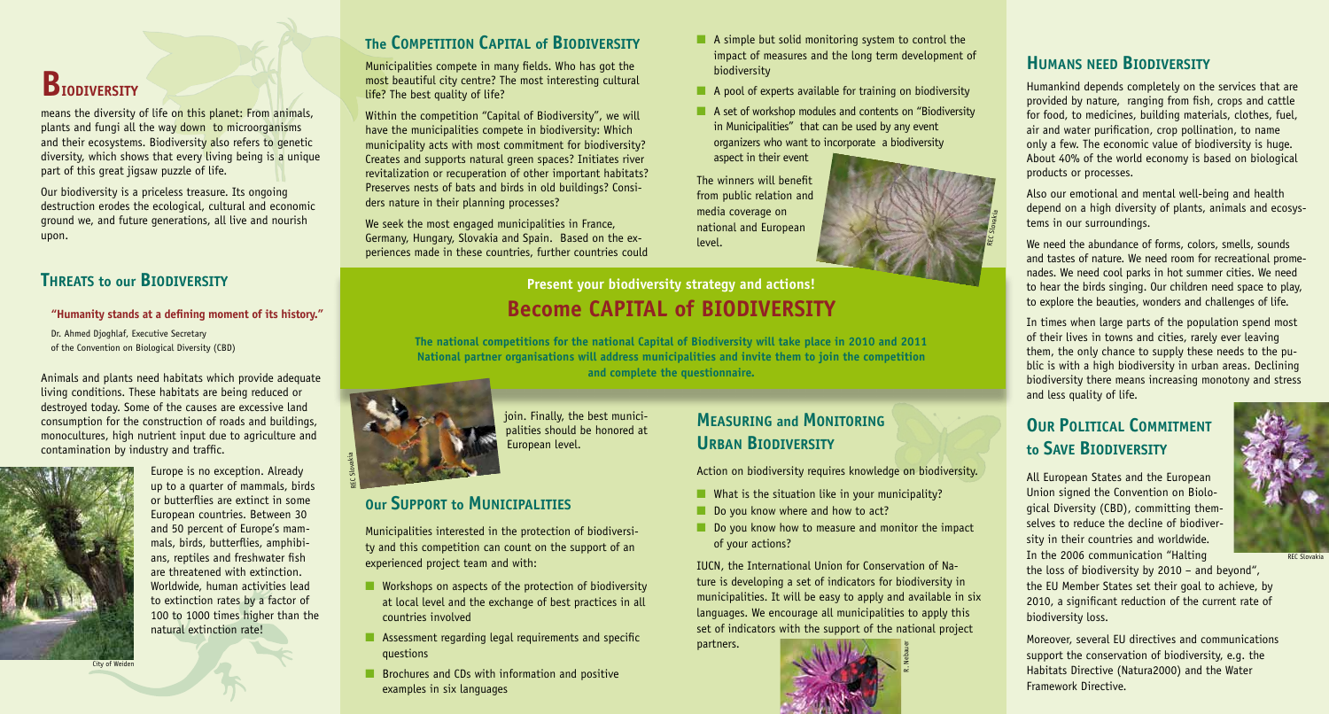# Biodiversity

means the diversity of life on this planet: From animals, plants and fungi all the way down to microorganisms and their ecosystems. Biodiversity also refers to genetic diversity, which shows that every living being is a unique part of this great jigsaw puzzle of life.

Our biodiversity is a priceless treasure. Its ongoing destruction erodes the ecological, cultural and economic ground we, and future generations, all live and nourish upon.

## Threats to our Biodiversity

**"Humanity stands at a defining moment of its history."**

Dr. Ahmed Djoghlaf, Executive Secretary of the Convention on Biological Diversity (CBD)

Animals and plants need habitats which provide adequate living conditions. These habitats are being reduced or destroyed today. Some of the causes are excessive land consumption for the construction of roads and buildings, monocultures, high nutrient input due to agriculture and contamination by industry and traffic.

Europe is no exception. Already up to a quarter of mammals, birds or butterflies are extinct in some European countries. Between 30 and 50 percent of Europe's mammals, birds, butterflies, amphibians, reptiles and freshwater fish are threatened with extinction. Worldwide, human activities lead to extinction rates by a factor of 100 to 1000 times higher than the natural extinction rate!

City of Weiden

## The Competition Capital of Biodiversity

Municipalities compete in many fields. Who has got the most beautiful city centre? The most interesting cultural life? The best quality of life?

Within the competition "Capital of Biodiversity", we will have the municipalities compete in biodiversity: Which municipality acts with most commitment for biodiversity? Creates and supports natural green spaces? Initiates river revitalization or recuperation of other important habitats? Preserves nests of bats and birds in old buildings? Considers nature in their planning processes?

We seek the most engaged municipalities in France, Germany, Hungary, Slovakia and Spain. Based on the experiences made in these countries, further countries could join. Finally, the best municipalities should be honored at European level.

REC Slovakia

## Our Support to Municipalities

Municipalities interested in the protection of biodiversity and this competition can count on the support of an experienced project team and with:

- Workshops on aspects of the protection of biodiversity at local level and the exchange of best practices in all countries involved
- Assessment regarding legal requirements and specific questions
- Brochures and CDs with information and positive examples in six languages
- A simple but solid monitoring system to control the impact of measures and the long term development of biodiversity
- A pool of experts available for training on biodiversity
- A set of workshop modules and contents on "Biodiversity in Municipalities" that can be used by any event organizers who want to incorporate a biodiversity aspect in their event

The winners will benefit from public relation and media coverage on national and European level.

REC Slovakia

**Present your biodiversity strategy and actions!**

## Become CAPITAL of BIODIVERSITY

**The national competitions for the national Capital of Biodiversity will take place in 2010 and 2011**
**National partner organisations will address municipalities and invite them to join the competition and complete the questionnaire.**

## Measuring and Monitoring Urban Biodiversity

Action on biodiversity requires knowledge on biodiversity.

- What is the situation like in your municipality?
- Do you know where and how to act?
- Do you know how to measure and monitor the impact of your actions?

IUCN, the International Union for Conservation of Nature is developing a set of indicators for biodiversity in municipalities. It will be easy to apply and available in six languages. We encourage all municipalities to apply this set of indicators with the support of the national project partners.

R. Nebauer

## Humans need Biodiversity

Humankind depends completely on the services that are provided by nature, ranging from fish, crops and cattle for food, to medicines, building materials, clothes, fuel, air and water purification, crop pollination, to name only a few. The economic value of biodiversity is huge. About 40% of the world economy is based on biological products or processes.

Also our emotional and mental well-being and health depend on a high diversity of plants, animals and ecosystems in our surroundings.

We need the abundance of forms, colors, smells, sounds and tastes of nature. We need room for recreational promenades. We need cool parks in hot summer cities. We need to hear the birds singing. Our children need space to play, to explore the beauties, wonders and challenges of life.

In times when large parts of the population spend most of their lives in towns and cities, rarely ever leaving them, the only chance to supply these needs to the public is with a high biodiversity in urban areas. Declining biodiversity there means increasing monotony and stress and less quality of life.

## Our Political Commitment to Save Biodiversity

All European States and the European Union signed the Convention on Biological Diversity (CBD), committing themselves to reduce the decline of biodiversity in their countries and worldwide. In the 2006 communication "Halting the loss of biodiversity by 2010 – and beyond", the EU Member States set their goal to achieve, by 2010, a significant reduction of the current rate of biodiversity loss.

REC Slovakia

Moreover, several EU directives and communications support the conservation of biodiversity, e.g. the Habitats Directive (Natura2000) and the Water Framework Directive.